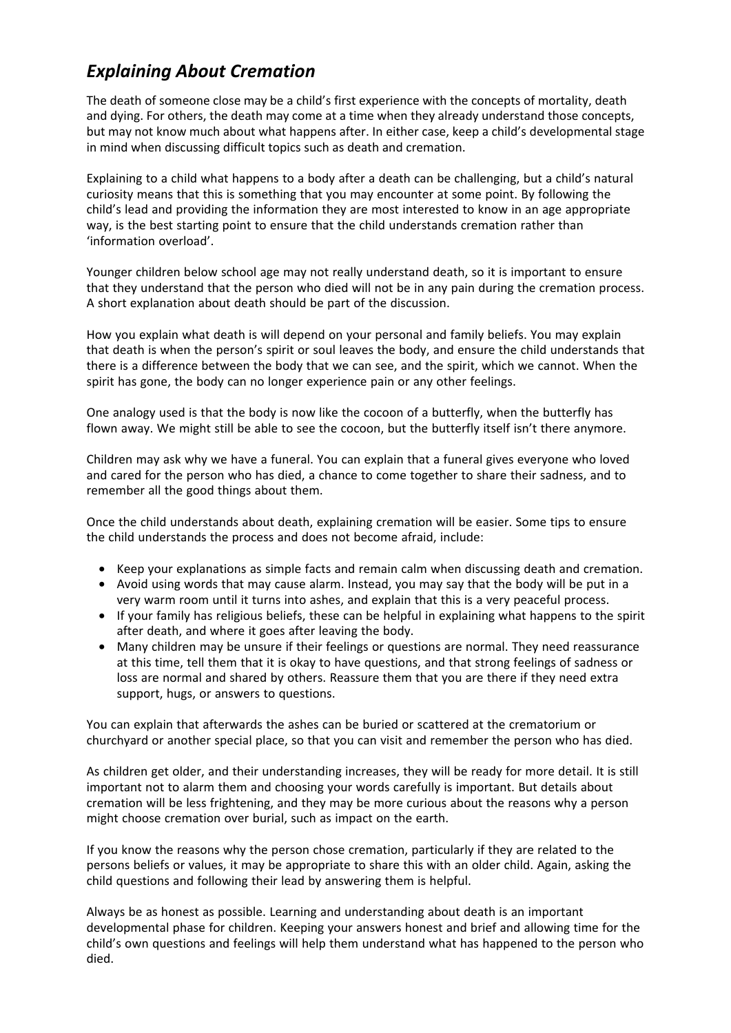# *Explaining About Cremation*

The death of someone close may be a child's first experience with the concepts of mortality, death and dying. For others, the death may come at a time when they already understand those concepts, but may not know much about what happens after. In either case, keep a child's developmental stage in mind when discussing difficult topics such as death and cremation.

Explaining to a child what happens to a body after a death can be challenging, but a child's natural curiosity means that this is something that you may encounter at some point. By following the child's lead and providing the information they are most interested to know in an age appropriate way, is the best starting point to ensure that the child understands cremation rather than 'information overload'.

Younger children below school age may not really understand death, so it is important to ensure that they understand that the person who died will not be in any pain during the cremation process. A short explanation about death should be part of the discussion.

How you explain what death is will depend on your personal and family beliefs. You may explain that death is when the person's spirit or soul leaves the body, and ensure the child understands that there is a difference between the body that we can see, and the spirit, which we cannot. When the spirit has gone, the body can no longer experience pain or any other feelings.

One analogy used is that the body is now like the cocoon of a butterfly, when the butterfly has flown away. We might still be able to see the cocoon, but the butterfly itself isn't there anymore.

Children may ask why we have a funeral. You can explain that a funeral gives everyone who loved and cared for the person who has died, a chance to come together to share their sadness, and to remember all the good things about them.

Once the child understands about death, explaining cremation will be easier. Some tips to ensure the child understands the process and does not become afraid, include:

- Keep your explanations as simple facts and remain calm when discussing death and cremation.
- Avoid using words that may cause alarm. Instead, you may say that the body will be put in a very warm room until it turns into ashes, and explain that this is a very peaceful process.
- If your family has religious beliefs, these can be helpful in explaining what happens to the spirit after death, and where it goes after leaving the body.
- Many children may be unsure if their feelings or questions are normal. They need reassurance at this time, tell them that it is okay to have questions, and that strong feelings of sadness or loss are normal and shared by others. Reassure them that you are there if they need extra support, hugs, or answers to questions.

You can explain that afterwards the ashes can be buried or scattered at the crematorium or churchyard or another special place, so that you can visit and remember the person who has died.

As children get older, and their understanding increases, they will be ready for more detail. It is still important not to alarm them and choosing your words carefully is important. But details about cremation will be less frightening, and they may be more curious about the reasons why a person might choose cremation over burial, such as impact on the earth.

If you know the reasons why the person chose cremation, particularly if they are related to the persons beliefs or values, it may be appropriate to share this with an older child. Again, asking the child questions and following their lead by answering them is helpful.

Always be as honest as possible. Learning and understanding about death is an important developmental phase for children. Keeping your answers honest and brief and allowing time for the child's own questions and feelings will help them understand what has happened to the person who died.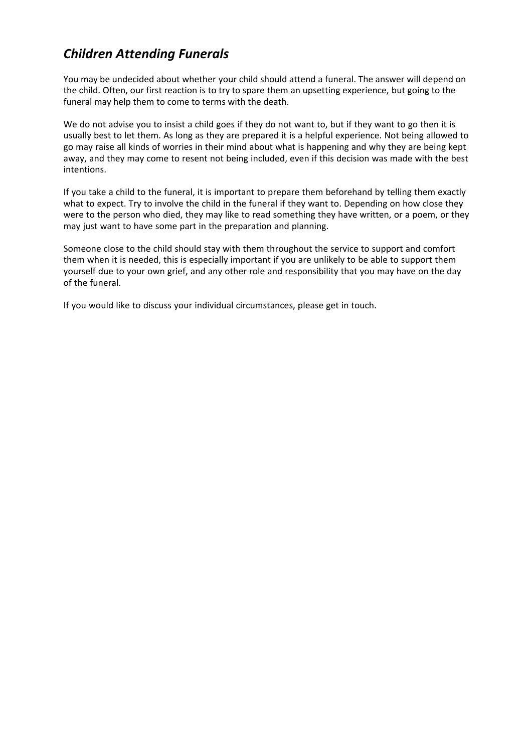## *Children Attending Funerals*

You may be undecided about whether your child should attend a funeral. The answer will depend on the child. Often, our first reaction is to try to spare them an upsetting experience, but going to the funeral may help them to come to terms with the death.

We do not advise you to insist a child goes if they do not want to, but if they want to go then it is usually best to let them. As long as they are prepared it is a helpful experience. Not being allowed to go may raise all kinds of worries in their mind about what is happening and why they are being kept away, and they may come to resent not being included, even if this decision was made with the best intentions.

If you take a child to the funeral, it is important to prepare them beforehand by telling them exactly what to expect. Try to involve the child in the funeral if they want to. Depending on how close they were to the person who died, they may like to read something they have written, or a poem, or they may just want to have some part in the preparation and planning.

Someone close to the child should stay with them throughout the service to support and comfort them when it is needed, this is especially important if you are unlikely to be able to support them yourself due to your own grief, and any other role and responsibility that you may have on the day of the funeral.

If you would like to discuss your individual circumstances, please get in touch.